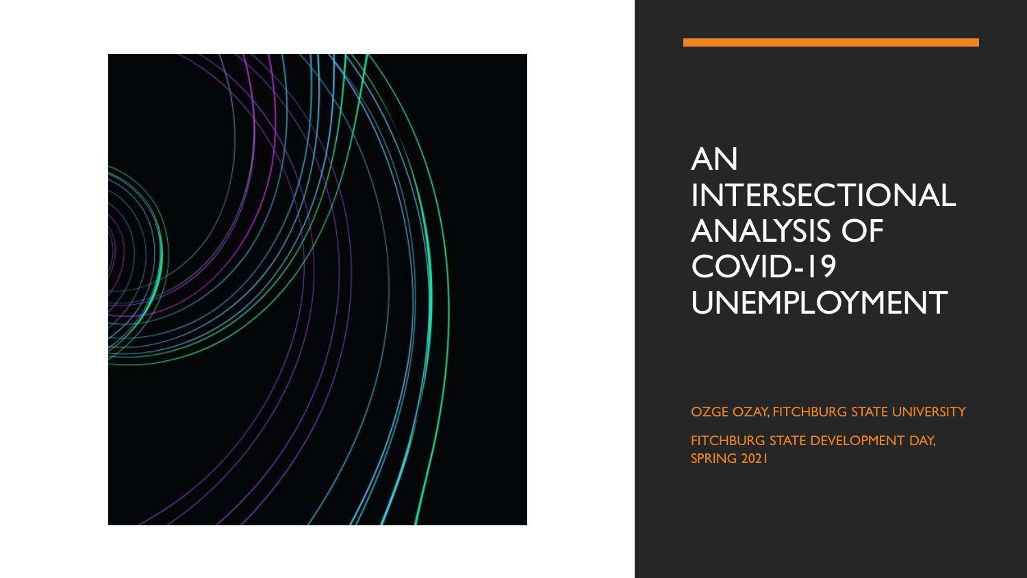# AN INTERSECTIONAL ANALYSIS OF COVID-19 UNEMPLOYMENT

OZGE OZAY, FITCHBURG STATE UNIVERSITY

FITCHBURG STATE DEVELOPMENT DAY, SPRING 2021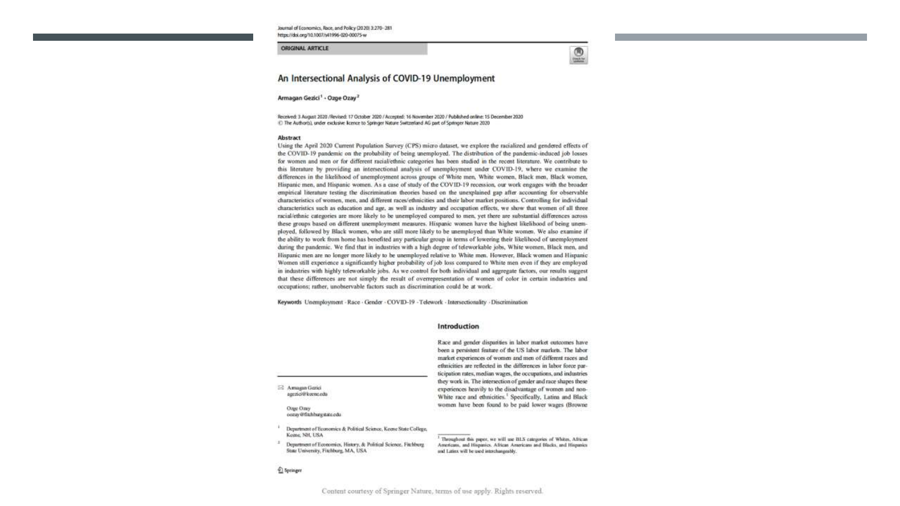Journal of Economics, Race, and Policy (2020) 3:270–281
https://doi.org/10.1007/s41996-020-00075-w

ORIGINAL ARTICLE

# An Intersectional Analysis of COVID-19 Unemployment

Armagan Gezici[1] · Ozge Ozay[2]

Received: 3 August 2020 / Revised: 17 October 2020 / Accepted: 16 November 2020 / Published online: 15 December 2020
© The Author(s), under exclusive licence to Springer Nature Switzerland AG part of Springer Nature 2020

## Abstract

Using the April 2020 Current Population Survey (CPS) micro dataset, we explore the racialized and gendered effects of the COVID-19 pandemic on the probability of being unemployed. The distribution of the pandemic-induced job losses for women and men or for different racial/ethnic categories has been studied in the recent literature. We contribute to this literature by providing an intersectional analysis of unemployment under COVID-19, where we examine the differences in the likelihood of unemployment across groups of White men, White women, Black men, Black women, Hispanic men, and Hispanic women. As a case of study of the COVID-19 recession, our work engages with the broader empirical literature testing the discrimination theories based on the unexplained gap after accounting for observable characteristics of women, men, and different races/ethnicities and their labor market positions. Controlling for individual characteristics such as education and age, as well as industry and occupation effects, we show that women of all three racial/ethnic categories are more likely to be unemployed compared to men, yet there are substantial differences across these groups based on different unemployment measures. Hispanic women have the highest likelihood of being unemployed, followed by Black women, who are still more likely to be unemployed than White women. We also examine if the ability to work from home has benefited any particular group in terms of lowering their likelihood of unemployment during the pandemic. We find that in industries with a high degree of teleworkable jobs, White women, Black men, and Hispanic men are no longer more likely to be unemployed relative to White men. However, Black women and Hispanic Women still experience a significantly higher probability of job loss compared to White men even if they are employed in industries with highly teleworkable jobs. As we control for both individual and aggregate factors, our results suggest that these differences are not simply the result of overrepresentation of women of color in certain industries and occupations; rather, unobservable factors such as discrimination could be at work.

**Keywords** Unemployment · Race · Gender · COVID-19 · Telework · Intersectionality · Discrimination

## Introduction

Race and gender disparities in labor market outcomes have been a persistent feature of the US labor markets. The labor market experiences of women and men of different races and ethnicities are reflected in the differences in labor force participation rates, median wages, the occupations, and industries they work in. The intersection of gender and race shapes these experiences heavily to the disadvantage of women and non-White race and ethnicities.[1] Specifically, Latina and Black women have been found to be paid lower wages (Browne

---

Armagan Gezici
agezici@keene.edu

Ozge Ozay
oozay@fitchburgstate.edu

[1] Department of Economics & Political Science, Keene State College, Keene, NH, USA

[2] Department of Economics, History, & Political Science, Fitchburg State University, Fitchburg, MA, USA

[1] Throughout this paper, we will use BLS categories of Whites, African Americans, and Hispanics. African Americans and Blacks, and Hispanics and Latinx will be used interchangeably.

Content courtesy of Springer Nature, terms of use apply. Rights reserved.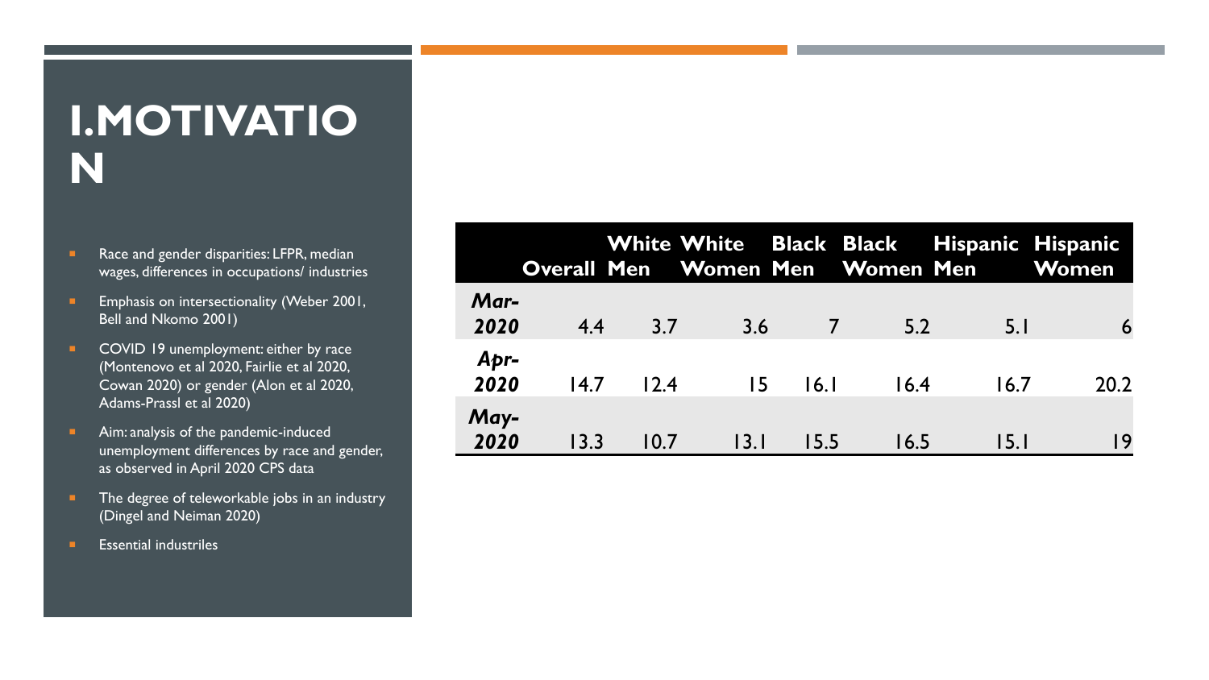# I. MOTIVATION

- Race and gender disparities: LFPR, median wages, differences in occupations/ industries
- Emphasis on intersectionality (Weber 2001, Bell and Nkomo 2001)
- COVID 19 unemployment: either by race (Montenovo et al 2020, Fairlie et al 2020, Cowan 2020) or gender (Alon et al 2020, Adams-Prassl et al 2020)
- Aim: analysis of the pandemic-induced unemployment differences by race and gender, as observed in April 2020 CPS data
- The degree of teleworkable jobs in an industry (Dingel and Neiman 2020)
- Essential industriles

| | Overall | White Men | White Women | Black Men | Black Women | Hispanic Men | Hispanic Women |
|---|---|---|---|---|---|---|---|
| *Mar-2020* | 4.4 | 3.7 | 3.6 | 7 | 5.2 | 5.1 | 6 |
| *Apr-2020* | 14.7 | 12.4 | 15 | 16.1 | 16.4 | 16.7 | 20.2 |
| *May-2020* | 13.3 | 10.7 | 13.1 | 15.5 | 16.5 | 15.1 | 19 |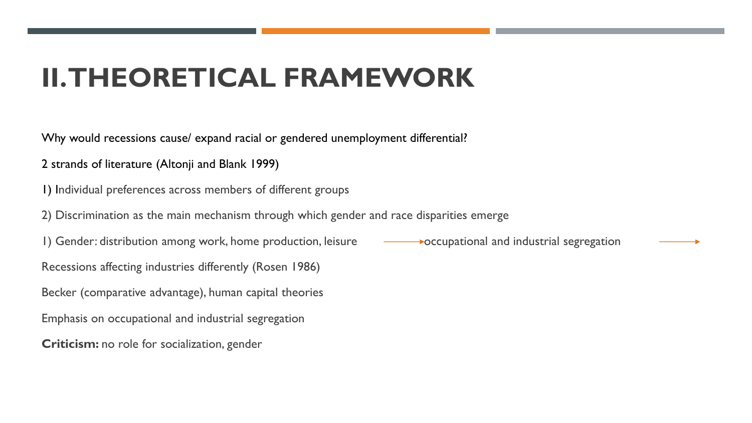# II. THEORETICAL FRAMEWORK

Why would recessions cause/ expand racial or gendered unemployment differential?

2 strands of literature (Altonji and Blank 1999)

1) Individual preferences across members of different groups

2) Discrimination as the main mechanism through which gender and race disparities emerge

1) Gender: distribution among work, home production, leisure → occupational and industrial segregation →

Recessions affecting industries differently (Rosen 1986)

Becker (comparative advantage), human capital theories

Emphasis on occupational and industrial segregation

**Criticism:** no role for socialization, gender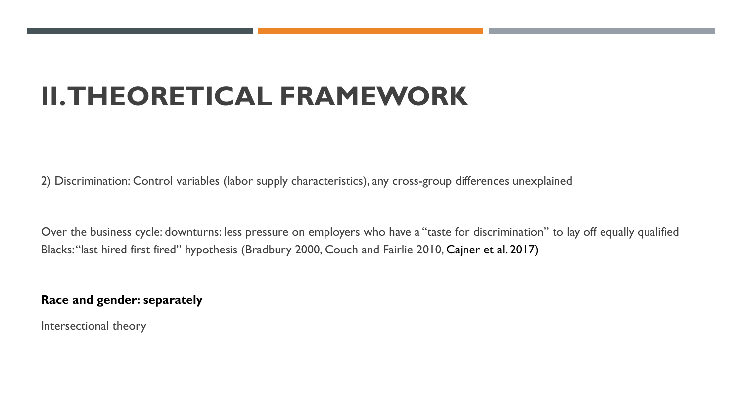# II. THEORETICAL FRAMEWORK

2) Discrimination: Control variables (labor supply characteristics), any cross-group differences unexplained

Over the business cycle: downturns: less pressure on employers who have a "taste for discrimination" to lay off equally qualified Blacks: "last hired first fired" hypothesis (Bradbury 2000, Couch and Fairlie 2010, Cajner et al. 2017)

**Race and gender: separately**

Intersectional theory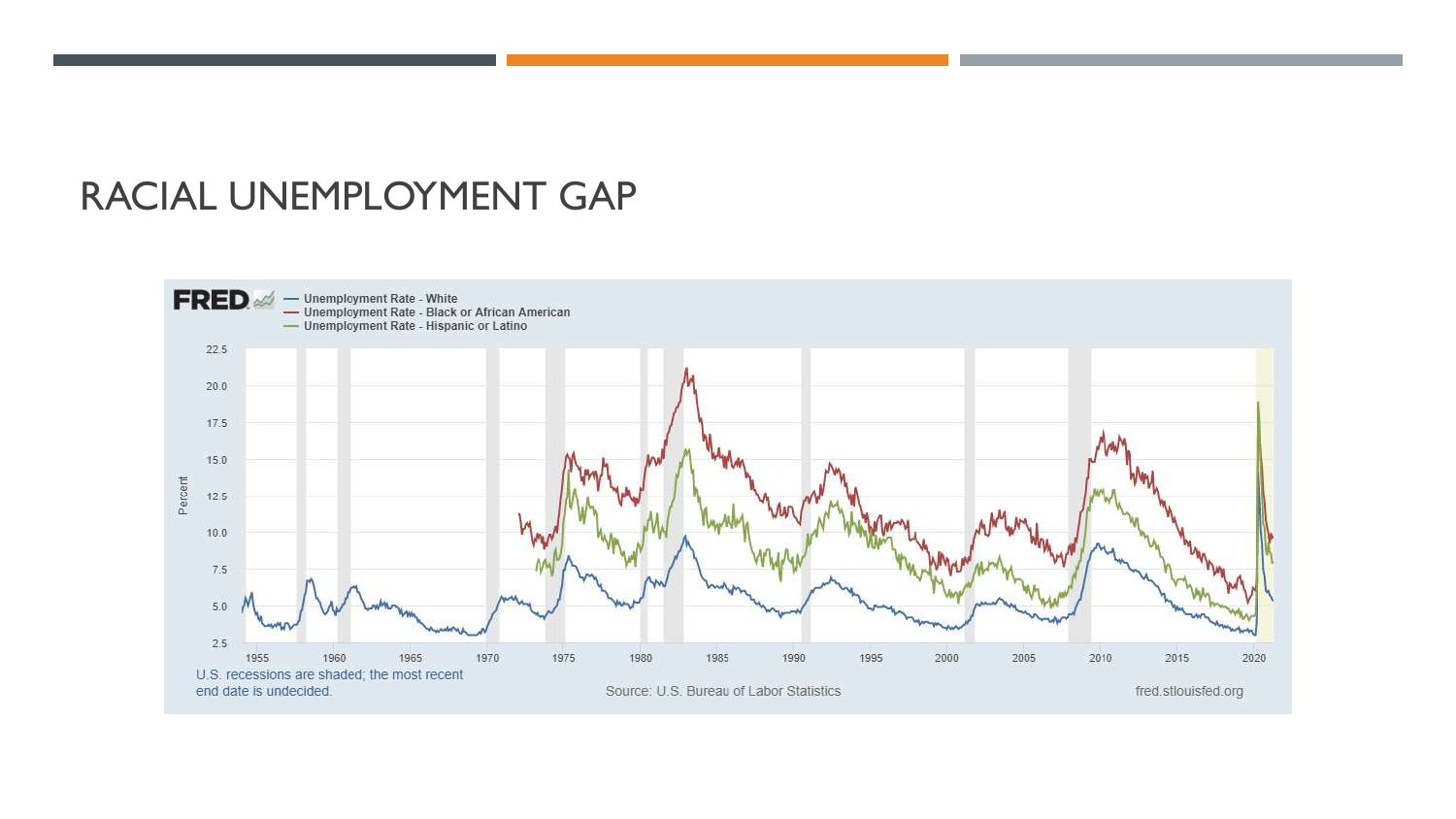# RACIAL UNEMPLOYMENT GAP

FRED — Unemployment Rate - White — Unemployment Rate - Black or African American — Unemployment Rate - Hispanic or Latino

U.S. recessions are shaded; the most recent end date is undecided.

Source: U.S. Bureau of Labor Statistics

fred.stlouisfed.org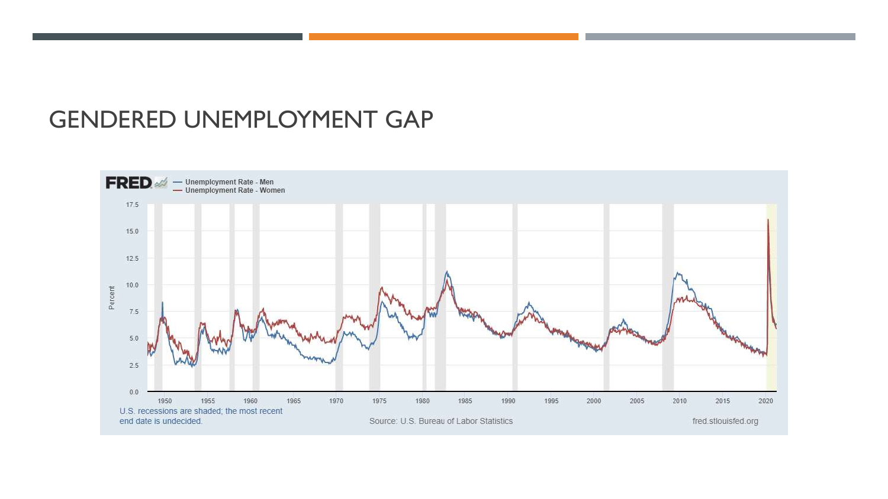# GENDERED UNEMPLOYMENT GAP

FRED — Unemployment Rate - Men — Unemployment Rate - Women

U.S. recessions are shaded; the most recent end date is undecided.

Source: U.S. Bureau of Labor Statistics

fred.stlouisfed.org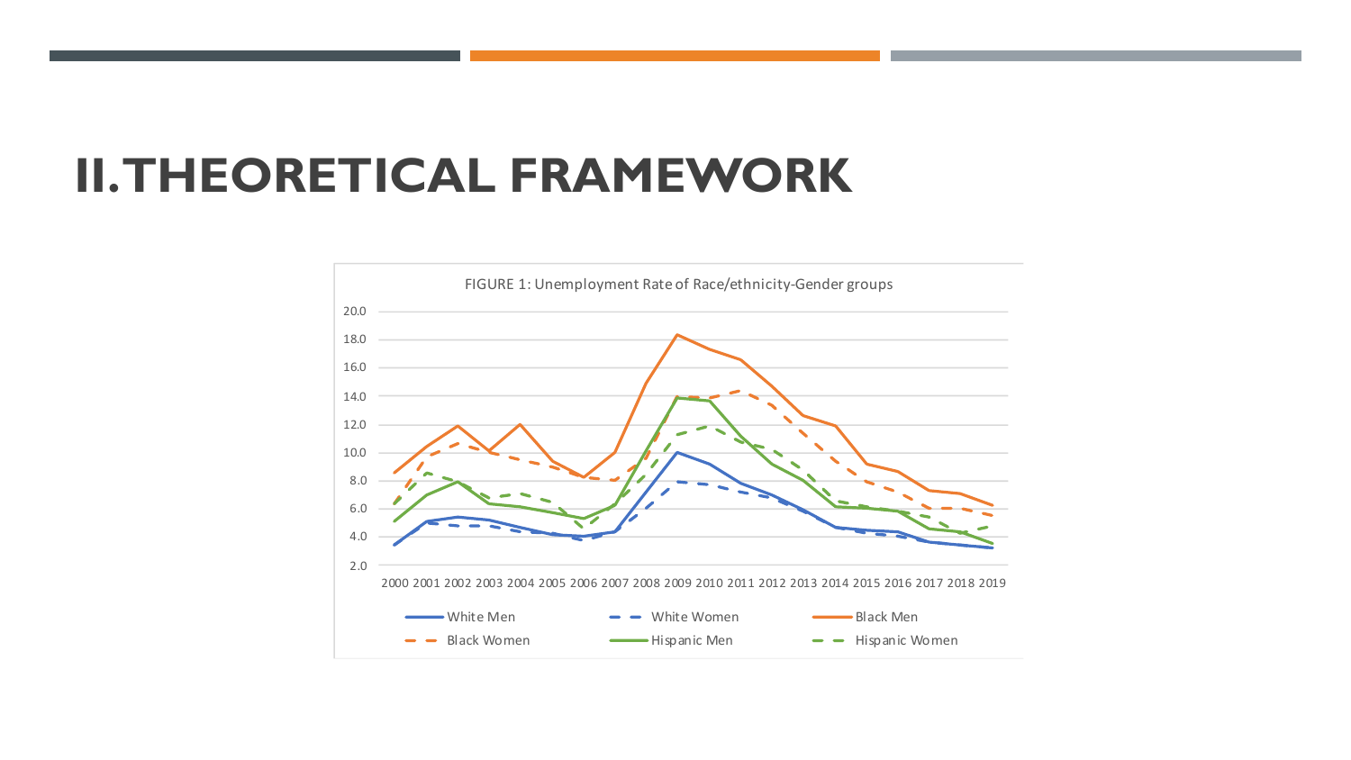# II. THEORETICAL FRAMEWORK

FIGURE 1: Unemployment Rate of Race/ethnicity-Gender groups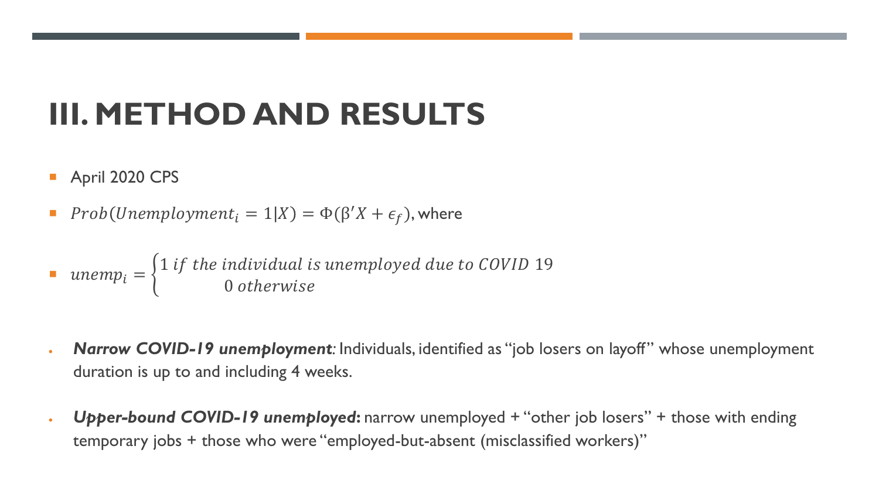# III. METHOD AND RESULTS

- April 2020 CPS
- $Prob(Unemployment_i = 1|X) = \Phi(\beta' X + \epsilon_f)$, where
- $unemp_i = \begin{cases} 1 \text{ if the individual is unemployed due to COVID 19} \\ 0 \text{ otherwise} \end{cases}$

- ***Narrow COVID-19 unemployment***: Individuals, identified as "job losers on layoff" whose unemployment duration is up to and including 4 weeks.
- ***Upper-bound COVID-19 unemployed*:** narrow unemployed + "other job losers" + those with ending temporary jobs + those who were "employed-but-absent (misclassified workers)"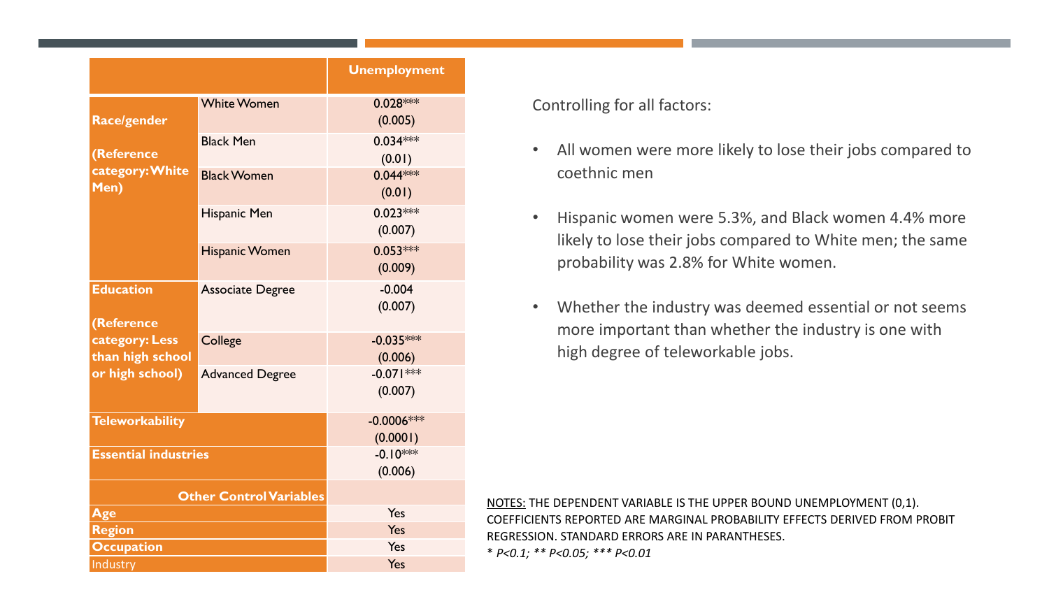| | | Unemployment |
|---|---|---|
| **Race/gender (Reference category: White Men)** | White Women | 0.028*** (0.005) |
| | Black Men | 0.034*** (0.01) |
| | Black Women | 0.044*** (0.01) |
| | Hispanic Men | 0.023*** (0.007) |
| | Hispanic Women | 0.053*** (0.009) |
| **Education (Reference category: Less than high school or high school)** | Associate Degree | -0.004 (0.007) |
| | College | -0.035*** (0.006) |
| | Advanced Degree | -0.071*** (0.007) |
| **Teleworkability** | | -0.0006*** (0.0001) |
| **Essential industries** | | -0.10*** (0.006) |
| **Other Control Variables** | | |
| **Age** | | Yes |
| **Region** | | Yes |
| **Occupation** | | Yes |
| Industry | | Yes |

Controlling for all factors:

- All women were more likely to lose their jobs compared to coethnic men
- Hispanic women were 5.3%, and Black women 4.4% more likely to lose their jobs compared to White men; the same probability was 2.8% for White women.
- Whether the industry was deemed essential or not seems more important than whether the industry is one with high degree of teleworkable jobs.

NOTES: THE DEPENDENT VARIABLE IS THE UPPER BOUND UNEMPLOYMENT (0,1). COEFFICIENTS REPORTED ARE MARGINAL PROBABILITY EFFECTS DERIVED FROM PROBIT REGRESSION. STANDARD ERRORS ARE IN PARANTHESES.

*$P<0.1$; ** $P<0.05$; *** $P<0.01$*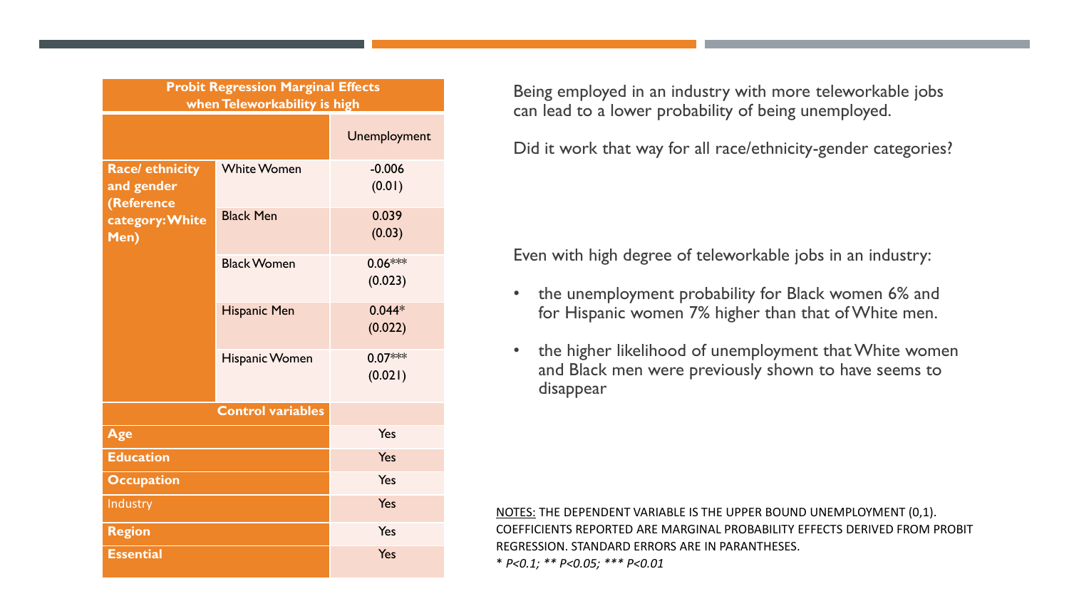| Probit Regression Marginal Effects when Teleworkability is high | | |
|---|---|---|
| | | Unemployment |
| Race/ ethnicity and gender (Reference category: White Men) | White Women | -0.006 (0.01) |
| | Black Men | 0.039 (0.03) |
| | Black Women | 0.06*** (0.023) |
| | Hispanic Men | 0.044* (0.022) |
| | Hispanic Women | 0.07*** (0.021) |
| Control variables | | |
| Age | | Yes |
| Education | | Yes |
| Occupation | | Yes |
| Industry | | Yes |
| Region | | Yes |
| Essential | | Yes |

Being employed in an industry with more teleworkable jobs can lead to a lower probability of being unemployed.

Did it work that way for all race/ethnicity-gender categories?

Even with high degree of teleworkable jobs in an industry:

- the unemployment probability for Black women 6% and for Hispanic women 7% higher than that of White men.
- the higher likelihood of unemployment that White women and Black men were previously shown to have seems to disappear

NOTES: THE DEPENDENT VARIABLE IS THE UPPER BOUND UNEMPLOYMENT (0,1). COEFFICIENTS REPORTED ARE MARGINAL PROBABILITY EFFECTS DERIVED FROM PROBIT REGRESSION. STANDARD ERRORS ARE IN PARANTHESES.
*\* P<0.1; \*\* P<0.05; \*\*\* P<0.01*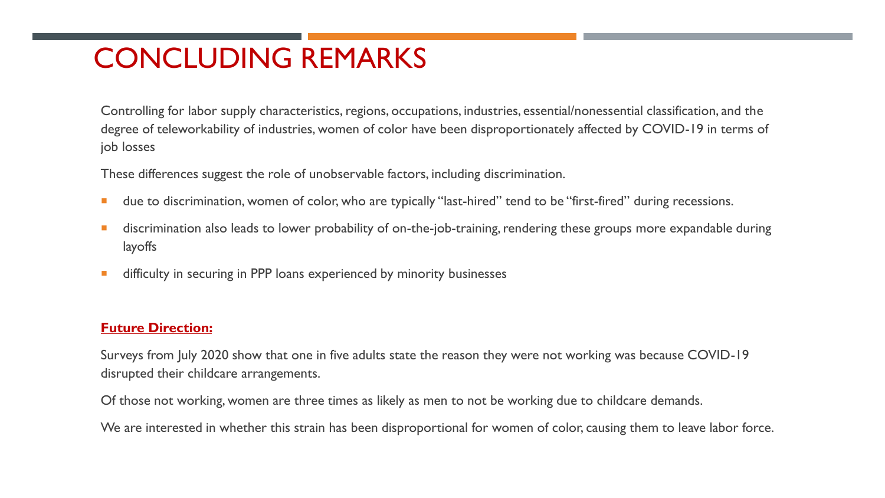# CONCLUDING REMARKS

Controlling for labor supply characteristics, regions, occupations, industries, essential/nonessential classification, and the degree of teleworkability of industries, women of color have been disproportionately affected by COVID-19 in terms of job losses

These differences suggest the role of unobservable factors, including discrimination.

- due to discrimination, women of color, who are typically "last-hired" tend to be "first-fired" during recessions.
- discrimination also leads to lower probability of on-the-job-training, rendering these groups more expandable during layoffs
- difficulty in securing in PPP loans experienced by minority businesses

**Future Direction:**

Surveys from July 2020 show that one in five adults state the reason they were not working was because COVID-19 disrupted their childcare arrangements.

Of those not working, women are three times as likely as men to not be working due to childcare demands.

We are interested in whether this strain has been disproportional for women of color, causing them to leave labor force.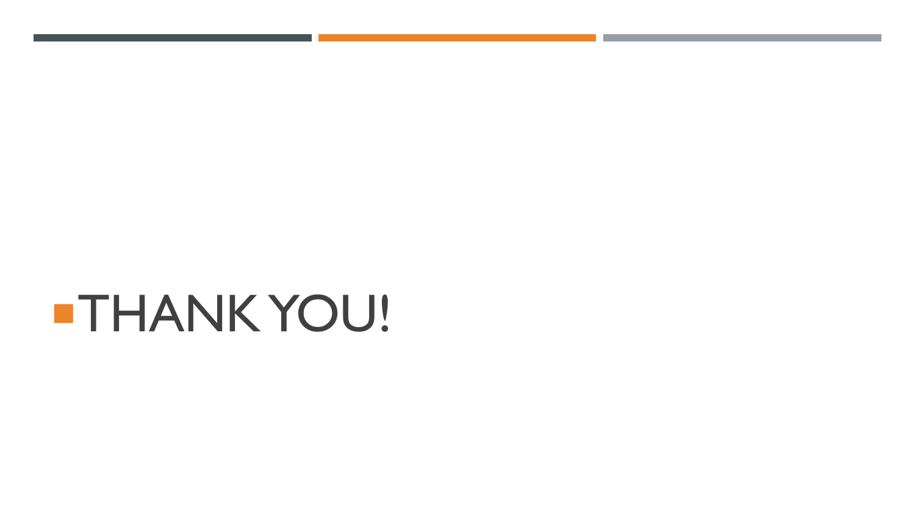# THANK YOU!